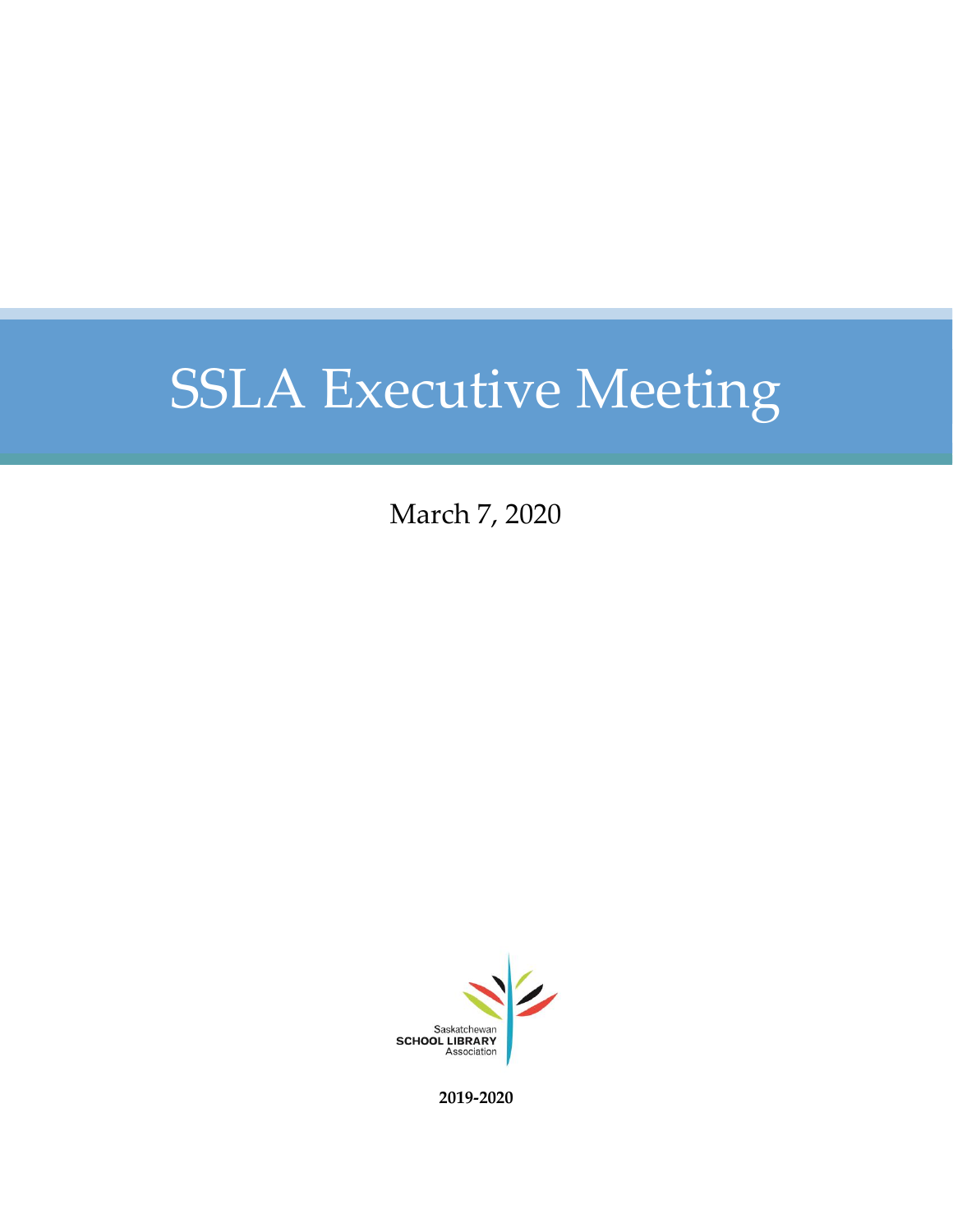# SSLA Executive Meeting

March 7, 2020

Saskatchewan
**SCHOOL LIBRARY**
Association

**2019-2020**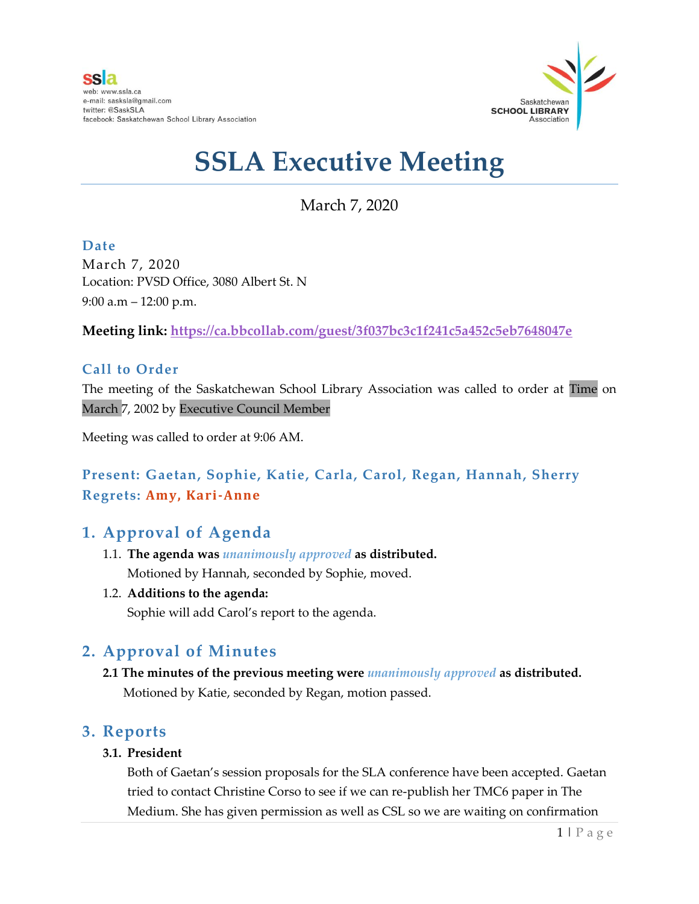ssla
web: www.ssla.ca
e-mail: sasksla@gmail.com
twitter: @SaskSLA
facebook: Saskatchewan School Library Association

Saskatchewan **SCHOOL LIBRARY** Association

# SSLA Executive Meeting

March 7, 2020

### Date

March 7, 2020
Location: PVSD Office, 3080 Albert St. N
9:00 a.m – 12:00 p.m.

**Meeting link: https://ca.bbcollab.com/guest/3f037bc3c1f241c5a452c5eb7648047e**

### Call to Order

The meeting of the Saskatchewan School Library Association was called to order at Time on March 7, 2002 by Executive Council Member

Meeting was called to order at 9:06 AM.

### Present: Gaetan, Sophie, Katie, Carla, Carol, Regan, Hannah, Sherry
### Regrets: Amy, Kari-Anne

## 1. Approval of Agenda

1.1. **The agenda was *unanimously approved* as distributed.**
Motioned by Hannah, seconded by Sophie, moved.

1.2. **Additions to the agenda:**
Sophie will add Carol's report to the agenda.

## 2. Approval of Minutes

**2.1 The minutes of the previous meeting were *unanimously approved* as distributed.**
Motioned by Katie, seconded by Regan, motion passed.

## 3. Reports

**3.1. President**

Both of Gaetan's session proposals for the SLA conference have been accepted. Gaetan tried to contact Christine Corso to see if we can re-publish her TMC6 paper in The Medium. She has given permission as well as CSL so we are waiting on confirmation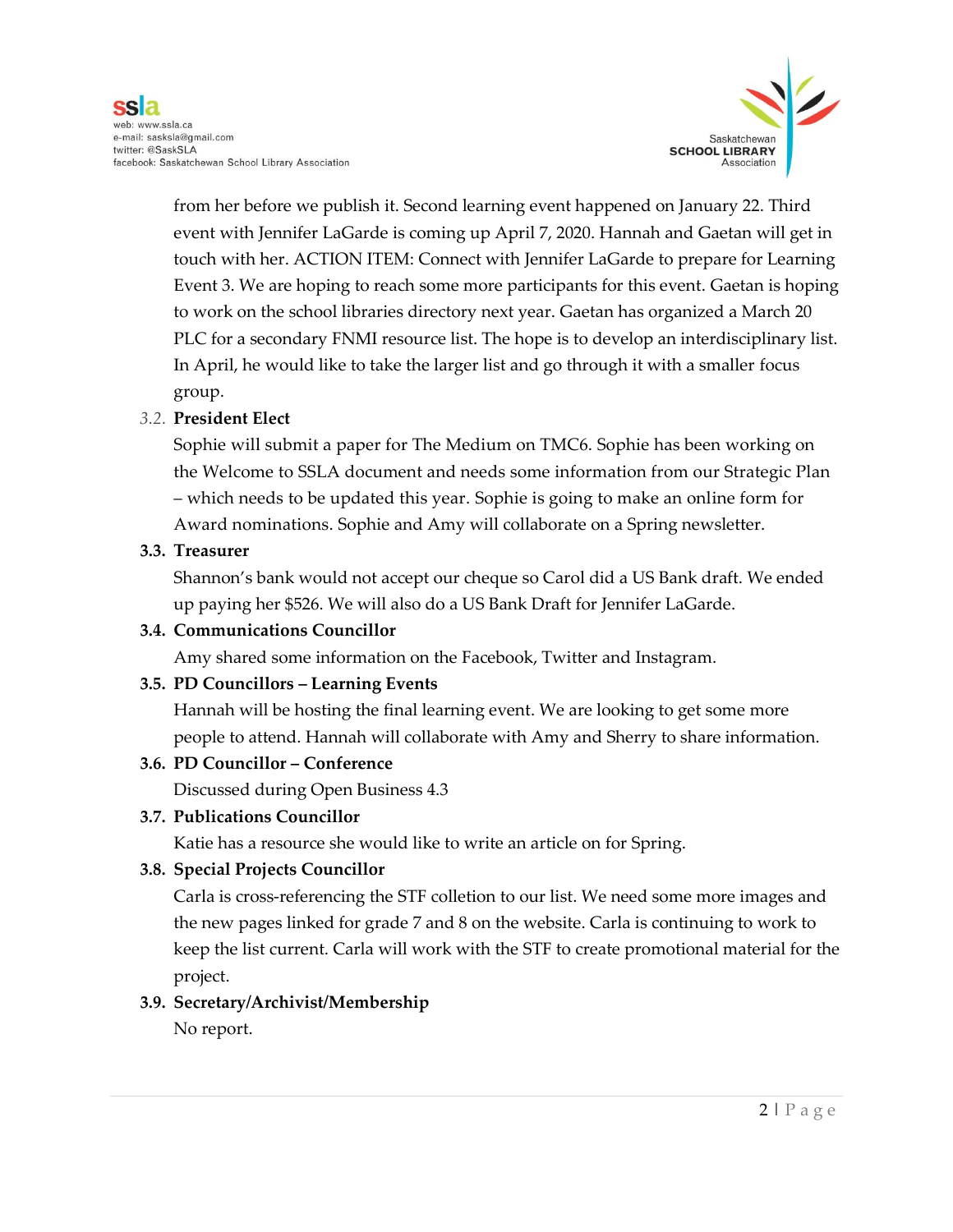from her before we publish it. Second learning event happened on January 22. Third event with Jennifer LaGarde is coming up April 7, 2020. Hannah and Gaetan will get in touch with her. ACTION ITEM: Connect with Jennifer LaGarde to prepare for Learning Event 3. We are hoping to reach some more participants for this event. Gaetan is hoping to work on the school libraries directory next year. Gaetan has organized a March 20 PLC for a secondary FNMI resource list. The hope is to develop an interdisciplinary list. In April, he would like to take the larger list and go through it with a smaller focus group.

3.2. **President Elect**

Sophie will submit a paper for The Medium on TMC6. Sophie has been working on the Welcome to SSLA document and needs some information from our Strategic Plan – which needs to be updated this year. Sophie is going to make an online form for Award nominations. Sophie and Amy will collaborate on a Spring newsletter.

3.3. **Treasurer**

Shannon's bank would not accept our cheque so Carol did a US Bank draft. We ended up paying her $526. We will also do a US Bank Draft for Jennifer LaGarde.

3.4. **Communications Councillor**

Amy shared some information on the Facebook, Twitter and Instagram.

3.5. **PD Councillors – Learning Events**

Hannah will be hosting the final learning event. We are looking to get some more people to attend. Hannah will collaborate with Amy and Sherry to share information.

3.6. **PD Councillor – Conference**

Discussed during Open Business 4.3

3.7. **Publications Councillor**

Katie has a resource she would like to write an article on for Spring.

3.8. **Special Projects Councillor**

Carla is cross-referencing the STF colletion to our list. We need some more images and the new pages linked for grade 7 and 8 on the website. Carla is continuing to work to keep the list current. Carla will work with the STF to create promotional material for the project.

3.9. **Secretary/Archivist/Membership**

No report.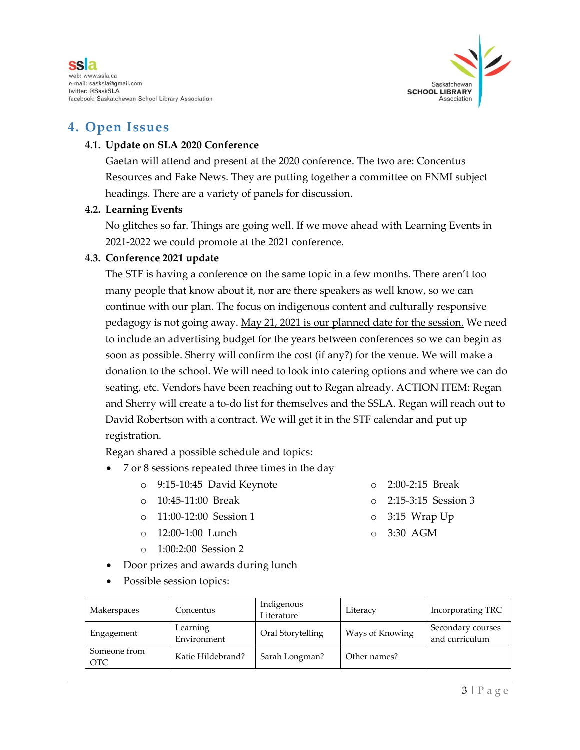## 4. Open Issues

### 4.1. Update on SLA 2020 Conference

Gaetan will attend and present at the 2020 conference. The two are: Concentus Resources and Fake News. They are putting together a committee on FNMI subject headings. There are a variety of panels for discussion.

### 4.2. Learning Events

No glitches so far. Things are going well. If we move ahead with Learning Events in 2021-2022 we could promote at the 2021 conference.

### 4.3. Conference 2021 update

The STF is having a conference on the same topic in a few months. There aren't too many people that know about it, nor are there speakers as well know, so we can continue with our plan. The focus on indigenous content and culturally responsive pedagogy is not going away. May 21, 2021 is our planned date for the session. We need to include an advertising budget for the years between conferences so we can begin as soon as possible. Sherry will confirm the cost (if any?) for the venue. We will make a donation to the school. We will need to look into catering options and where we can do seating, etc. Vendors have been reaching out to Regan already. ACTION ITEM: Regan and Sherry will create a to-do list for themselves and the SSLA. Regan will reach out to David Robertson with a contract. We will get it in the STF calendar and put up registration.

Regan shared a possible schedule and topics:

- 7 or 8 sessions repeated three times in the day
  - 9:15-10:45 David Keynote
  - 10:45-11:00 Break
  - 11:00-12:00 Session 1
  - 12:00-1:00 Lunch
  - 1:00:2:00 Session 2
  - 2:00-2:15 Break
  - 2:15-3:15 Session 3
  - 3:15 Wrap Up
  - 3:30 AGM
- Door prizes and awards during lunch
- Possible session topics:

| | | | | |
|---|---|---|---|---|
| Makerspaces | Concentus | Indigenous Literature | Literacy | Incorporating TRC |
| Engagement | Learning Environment | Oral Storytelling | Ways of Knowing | Secondary courses and curriculum |
| Someone from OTC | Katie Hildebrand? | Sarah Longman? | Other names? | |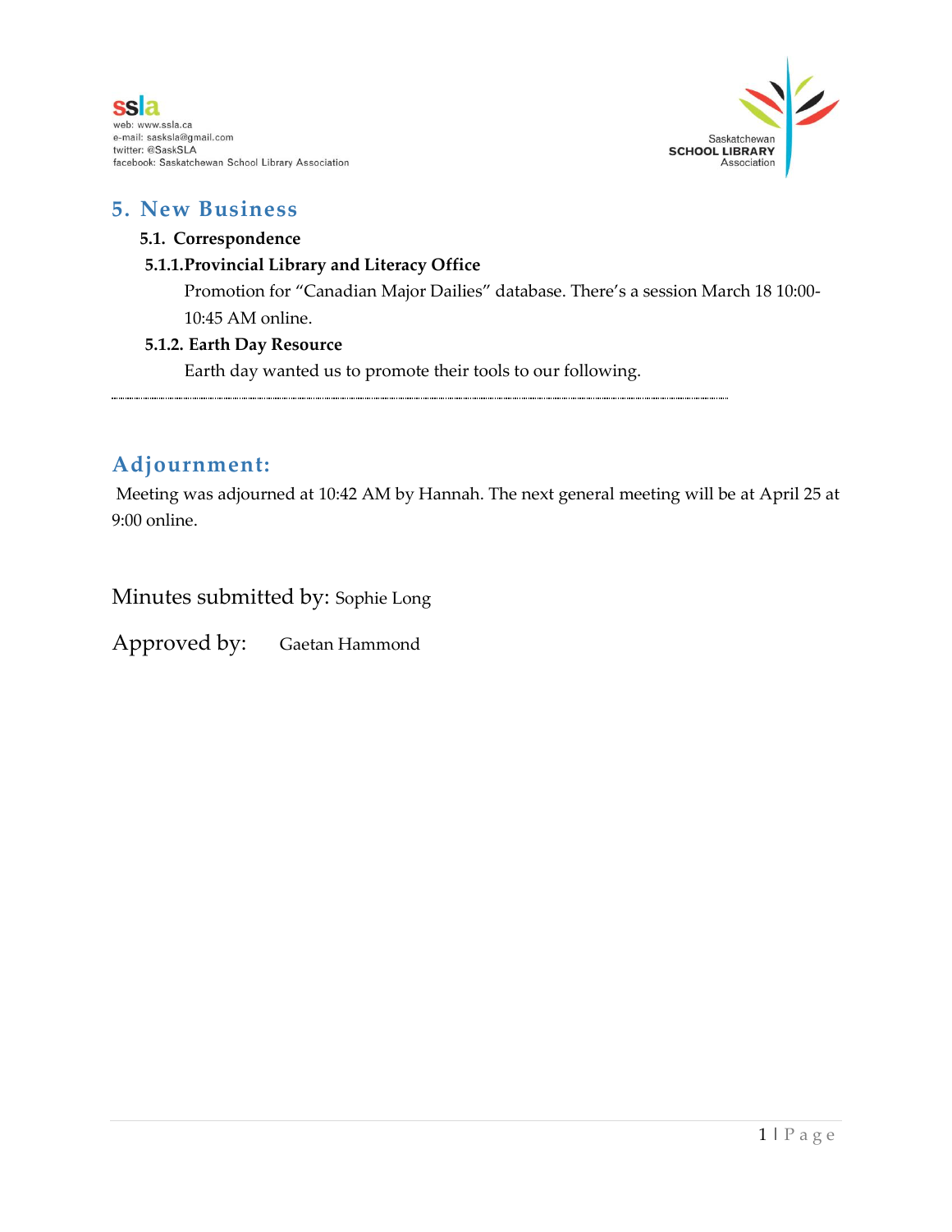## 5. New Business

### 5.1. Correspondence

#### 5.1.1. Provincial Library and Literacy Office

Promotion for “Canadian Major Dailies” database. There’s a session March 18 10:00-10:45 AM online.

#### 5.1.2. Earth Day Resource

Earth day wanted us to promote their tools to our following.

---

## Adjournment:

Meeting was adjourned at 10:42 AM by Hannah. The next general meeting will be at April 25 at 9:00 online.

Minutes submitted by: Sophie Long

Approved by: Gaetan Hammond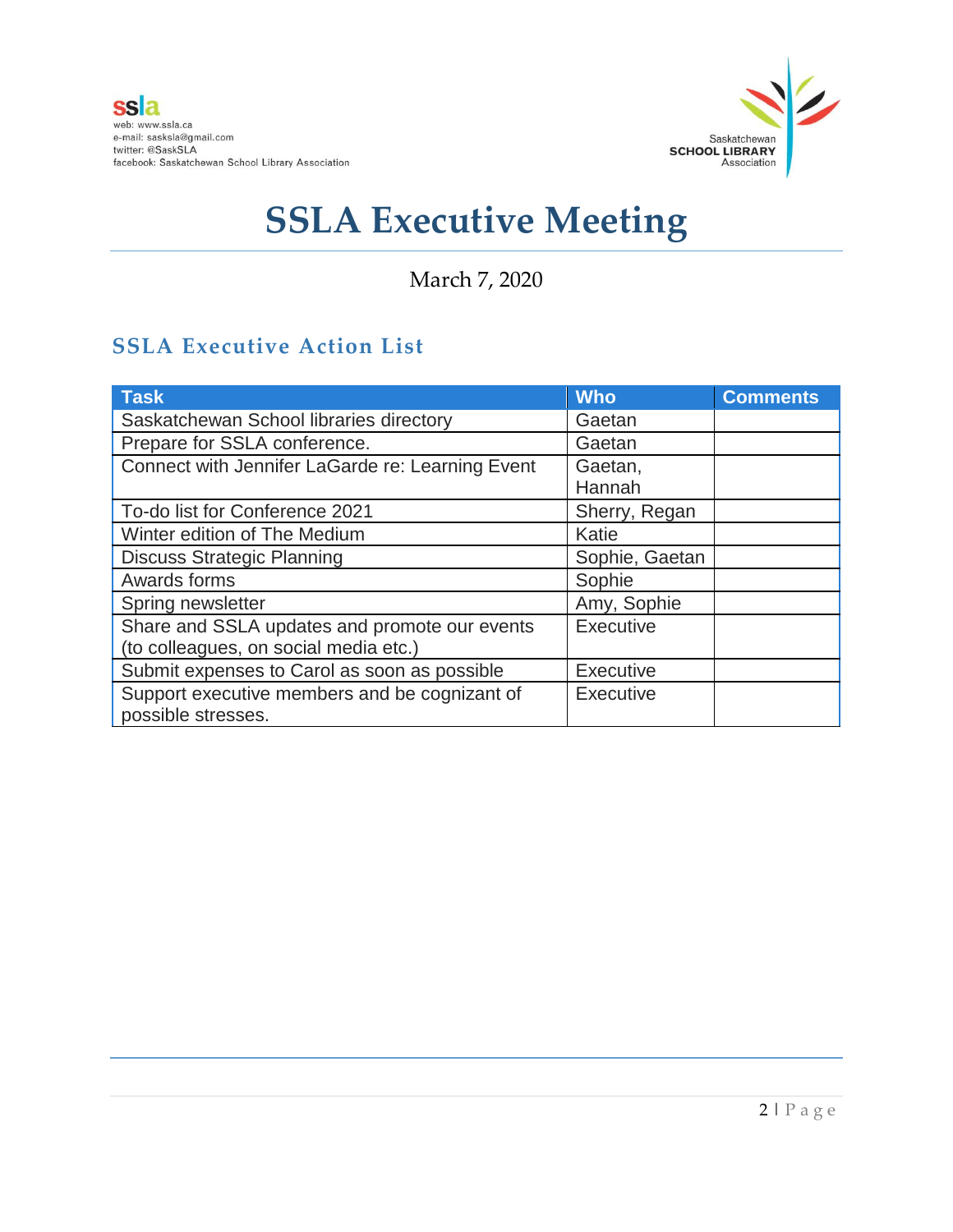ssla
web: www.ssla.ca
e-mail: sasksla@gmail.com
twitter: @SaskSLA
facebook: Saskatchewan School Library Association

Saskatchewan **SCHOOL LIBRARY** Association

# SSLA Executive Meeting

March 7, 2020

## SSLA Executive Action List

| Task | Who | Comments |
|---|---|---|
| Saskatchewan School libraries directory | Gaetan | |
| Prepare for SSLA conference. | Gaetan | |
| Connect with Jennifer LaGarde re: Learning Event | Gaetan, Hannah | |
| To-do list for Conference 2021 | Sherry, Regan | |
| Winter edition of The Medium | Katie | |
| Discuss Strategic Planning | Sophie, Gaetan | |
| Awards forms | Sophie | |
| Spring newsletter | Amy, Sophie | |
| Share and SSLA updates and promote our events (to colleagues, on social media etc.) | Executive | |
| Submit expenses to Carol as soon as possible | Executive | |
| Support executive members and be cognizant of possible stresses. | Executive | |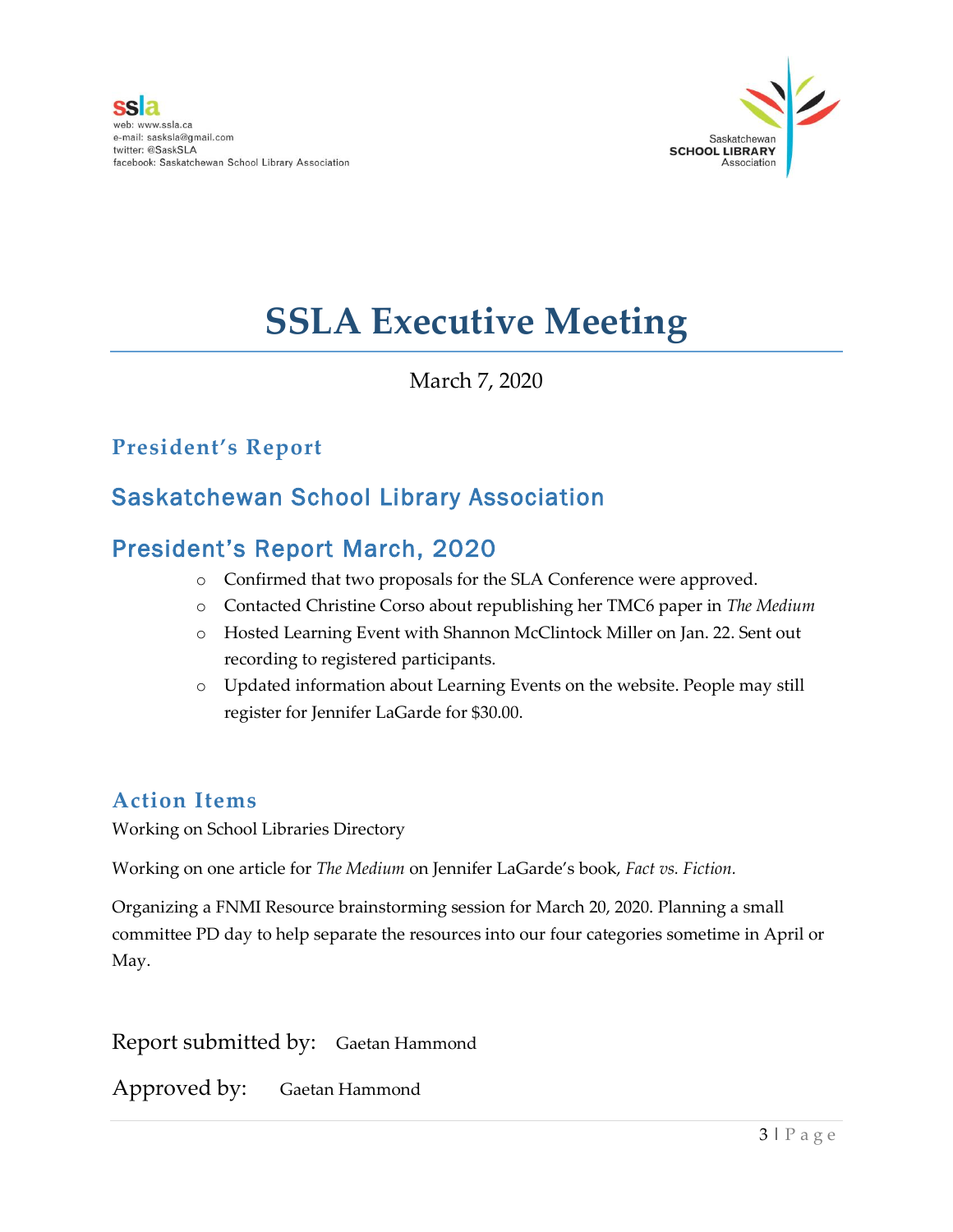ssla
web: www.ssla.ca
e-mail: sasksla@gmail.com
twitter: @SaskSLA
facebook: Saskatchewan School Library Association

Saskatchewan SCHOOL LIBRARY Association

# SSLA Executive Meeting

March 7, 2020

## President's Report

## Saskatchewan School Library Association

## President's Report March, 2020

- Confirmed that two proposals for the SLA Conference were approved.
- Contacted Christine Corso about republishing her TMC6 paper in *The Medium*
- Hosted Learning Event with Shannon McClintock Miller on Jan. 22. Sent out recording to registered participants.
- Updated information about Learning Events on the website. People may still register for Jennifer LaGarde for $30.00.

## Action Items

Working on School Libraries Directory

Working on one article for *The Medium* on Jennifer LaGarde's book, *Fact vs. Fiction*.

Organizing a FNMI Resource brainstorming session for March 20, 2020. Planning a small committee PD day to help separate the resources into our four categories sometime in April or May.

Report submitted by: Gaetan Hammond

Approved by: Gaetan Hammond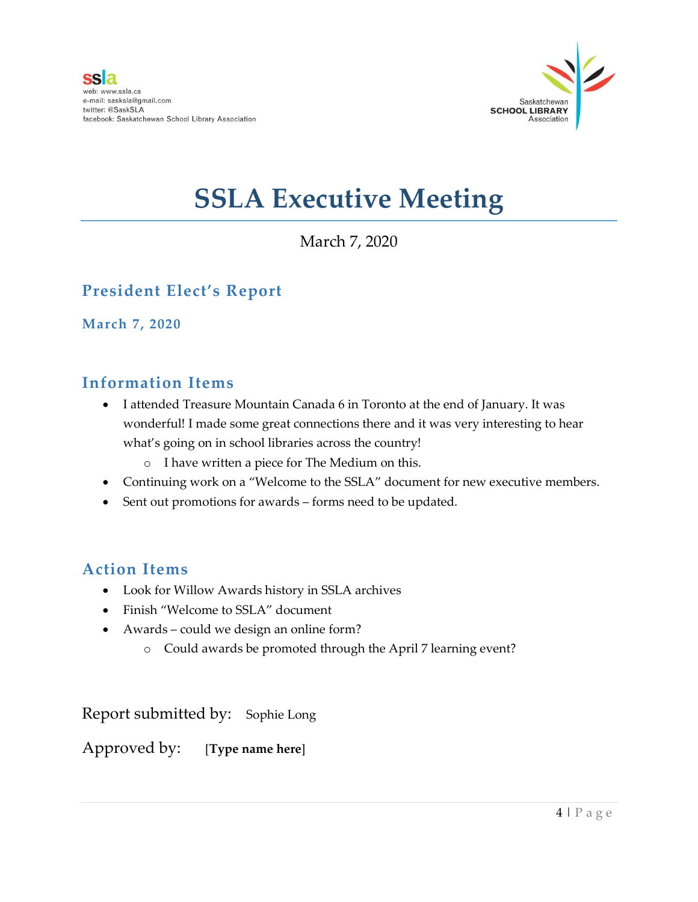ssla
web: www.ssla.ca
e-mail: sasksla@gmail.com
twitter: @SaskSLA
facebook: Saskatchewan School Library Association

Saskatchewan
SCHOOL LIBRARY
Association

# SSLA Executive Meeting

March 7, 2020

## President Elect's Report

### March 7, 2020

## Information Items

- I attended Treasure Mountain Canada 6 in Toronto at the end of January. It was wonderful! I made some great connections there and it was very interesting to hear what's going on in school libraries across the country!
  - I have written a piece for The Medium on this.
- Continuing work on a "Welcome to the SSLA" document for new executive members.
- Sent out promotions for awards – forms need to be updated.

## Action Items

- Look for Willow Awards history in SSLA archives
- Finish "Welcome to SSLA" document
- Awards – could we design an online form?
  - Could awards be promoted through the April 7 learning event?

Report submitted by: Sophie Long

Approved by: **[Type name here]**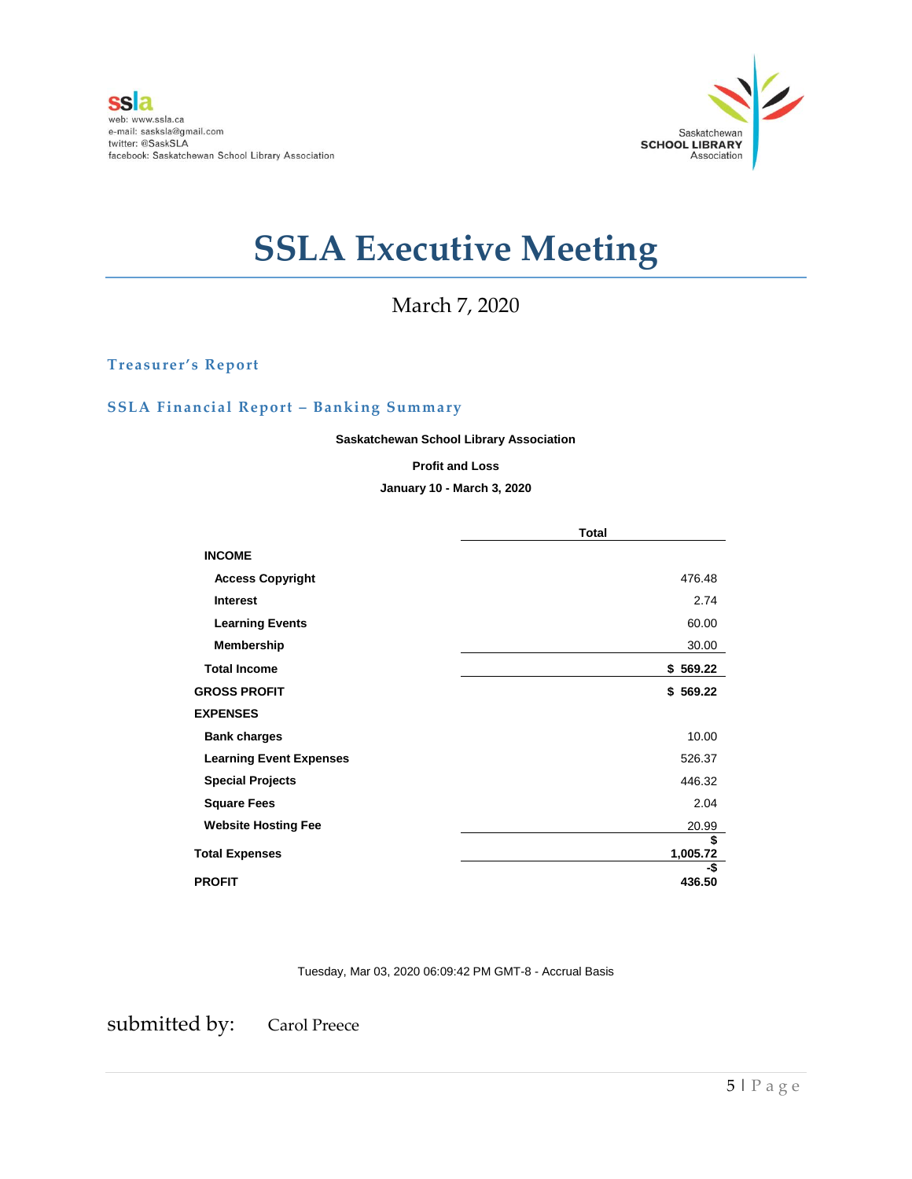ssla
web: www.ssla.ca
e-mail: sasksla@gmail.com
twitter: @SaskSLA
facebook: Saskatchewan School Library Association

Saskatchewan **SCHOOL LIBRARY** Association

# SSLA Executive Meeting

March 7, 2020

## Treasurer's Report

## SSLA Financial Report – Banking Summary

**Saskatchewan School Library Association**

**Profit and Loss**

**January 10 - March 3, 2020**

| | Total |
|---|---:|
| **INCOME** | |
| **Access Copyright** | 476.48 |
| **Interest** | 2.74 |
| **Learning Events** | 60.00 |
| **Membership** | 30.00 |
| **Total Income** | **$ 569.22** |
| **GROSS PROFIT** | **$ 569.22** |
| **EXPENSES** | |
| **Bank charges** | 10.00 |
| **Learning Event Expenses** | 526.37 |
| **Special Projects** | 446.32 |
| **Square Fees** | 2.04 |
| **Website Hosting Fee** | 20.99 |
| **Total Expenses** | **$ 1,005.72** |
| **PROFIT** | **-$ 436.50** |

Tuesday, Mar 03, 2020 06:09:42 PM GMT-8 - Accrual Basis

submitted by: Carol Preece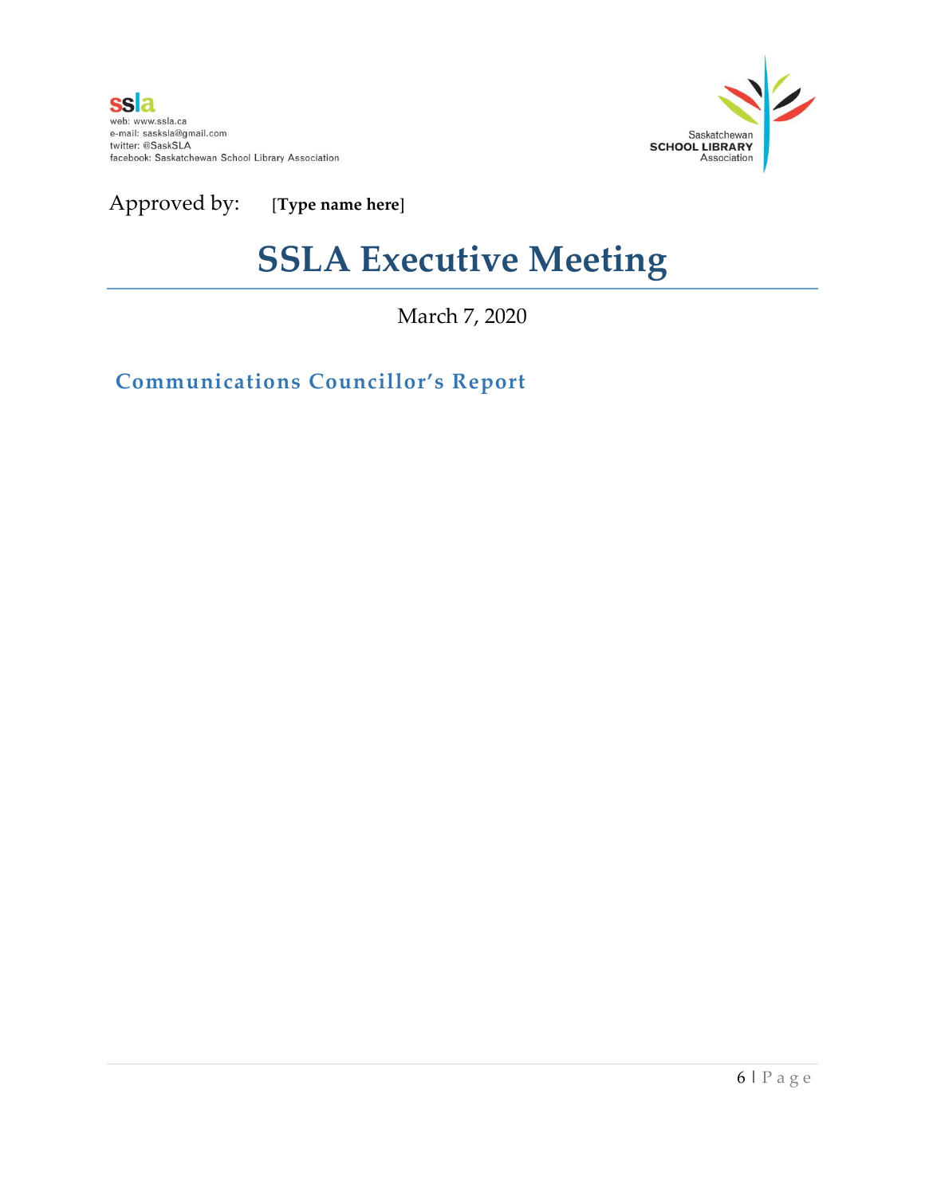ssla
web: www.ssla.ca
e-mail: sasksla@gmail.com
twitter: @SaskSLA
facebook: Saskatchewan School Library Association

Saskatchewan
SCHOOL LIBRARY
Association

Approved by: **[Type name here]**

# SSLA Executive Meeting

March 7, 2020

## Communications Councillor's Report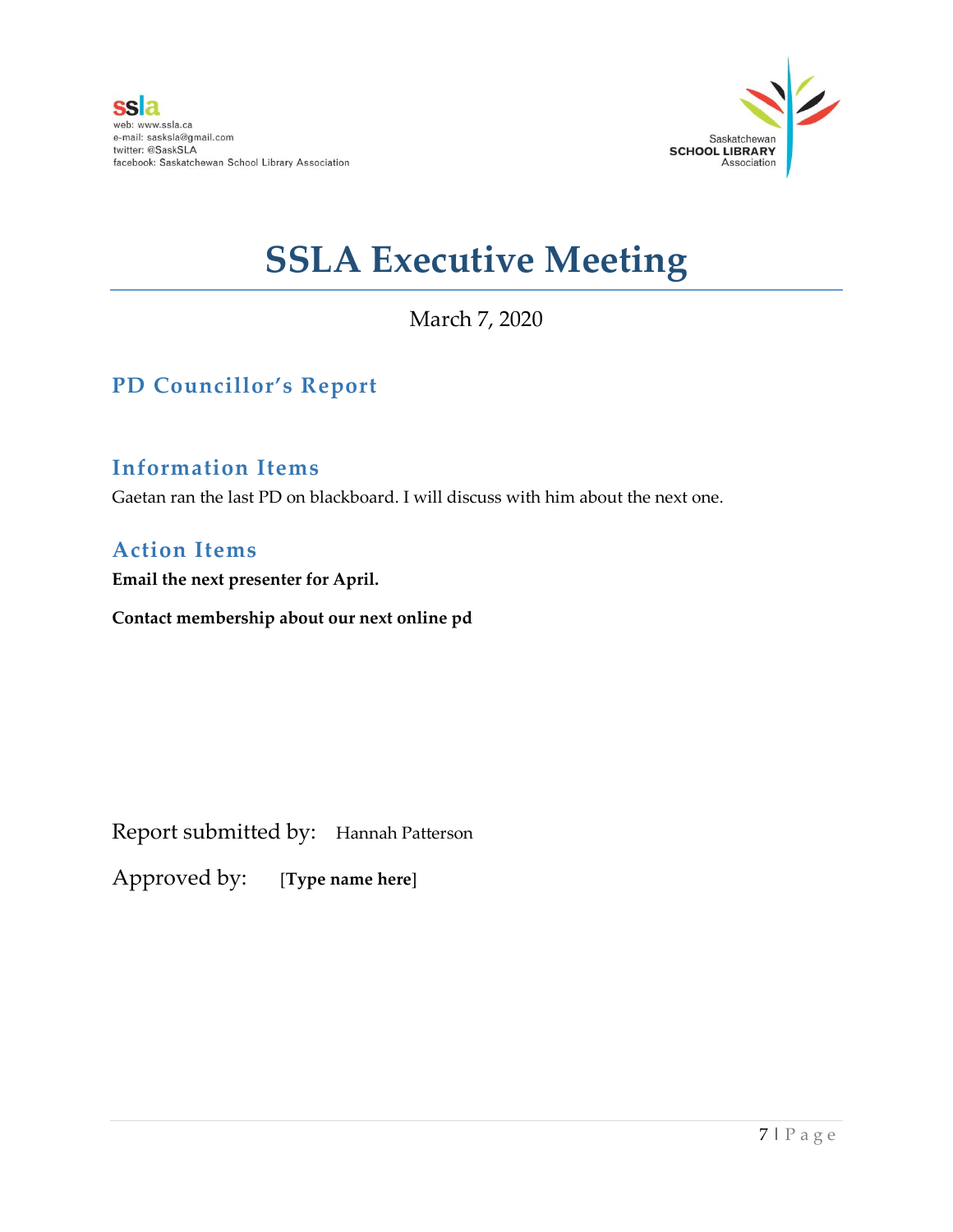ssla
web: www.ssla.ca
e-mail: sasksla@gmail.com
twitter: @SaskSLA
facebook: Saskatchewan School Library Association

Saskatchewan SCHOOL LIBRARY Association

# SSLA Executive Meeting

March 7, 2020

## PD Councillor's Report

### Information Items

Gaetan ran the last PD on blackboard. I will discuss with him about the next one.

### Action Items

**Email the next presenter for April.**

**Contact membership about our next online pd**

Report submitted by: Hannah Patterson

Approved by: **[Type name here]**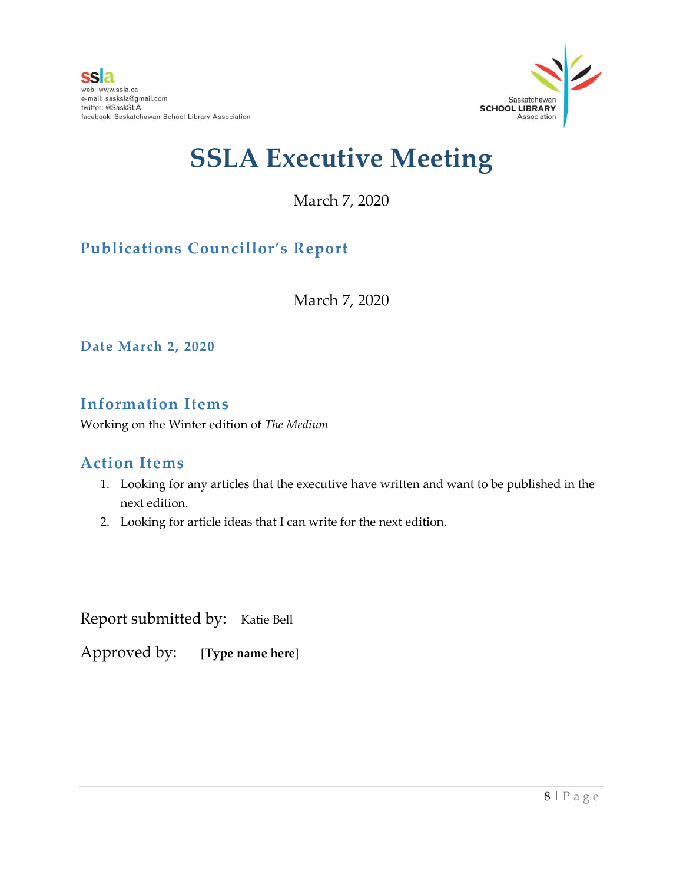ssla
web: www.ssla.ca
e-mail: sasksla@gmail.com
twitter: @SaskSLA
facebook: Saskatchewan School Library Association

Saskatchewan
**SCHOOL LIBRARY**
Association

# SSLA Executive Meeting

March 7, 2020

## Publications Councillor's Report

March 7, 2020

### Date March 2, 2020

## Information Items

Working on the Winter edition of *The Medium*

## Action Items

1. Looking for any articles that the executive have written and want to be published in the next edition.
2. Looking for article ideas that I can write for the next edition.

Report submitted by: Katie Bell

Approved by: **[Type name here]**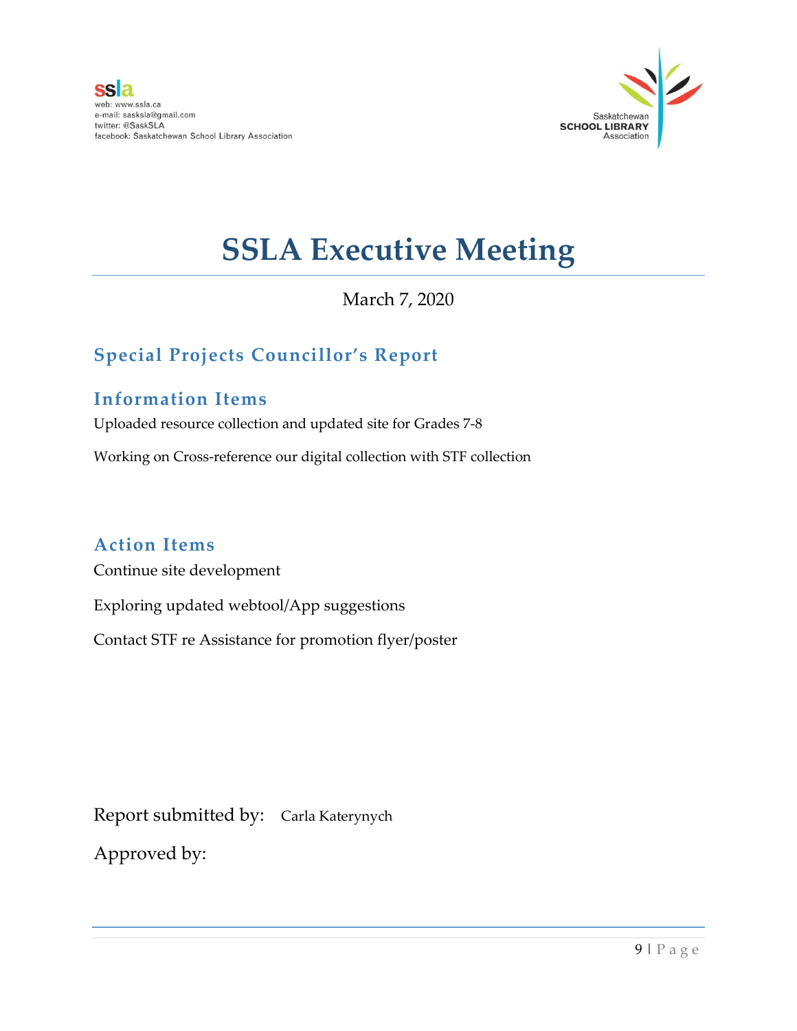ssla
web: www.ssla.ca
e-mail: sasksla@gmail.com
twitter: @SaskSLA
facebook: Saskatchewan School Library Association

Saskatchewan
SCHOOL LIBRARY
Association

# SSLA Executive Meeting

March 7, 2020

## Special Projects Councillor's Report

### Information Items

Uploaded resource collection and updated site for Grades 7-8

Working on Cross-reference our digital collection with STF collection

### Action Items

Continue site development

Exploring updated webtool/App suggestions

Contact STF re Assistance for promotion flyer/poster

Report submitted by: Carla Katerynych

Approved by: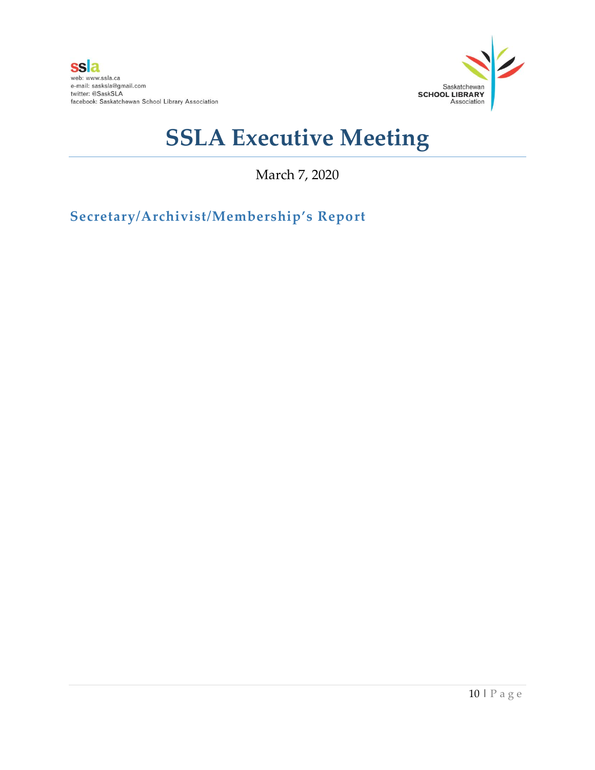# SSLA Executive Meeting

March 7, 2020

## Secretary/Archivist/Membership's Report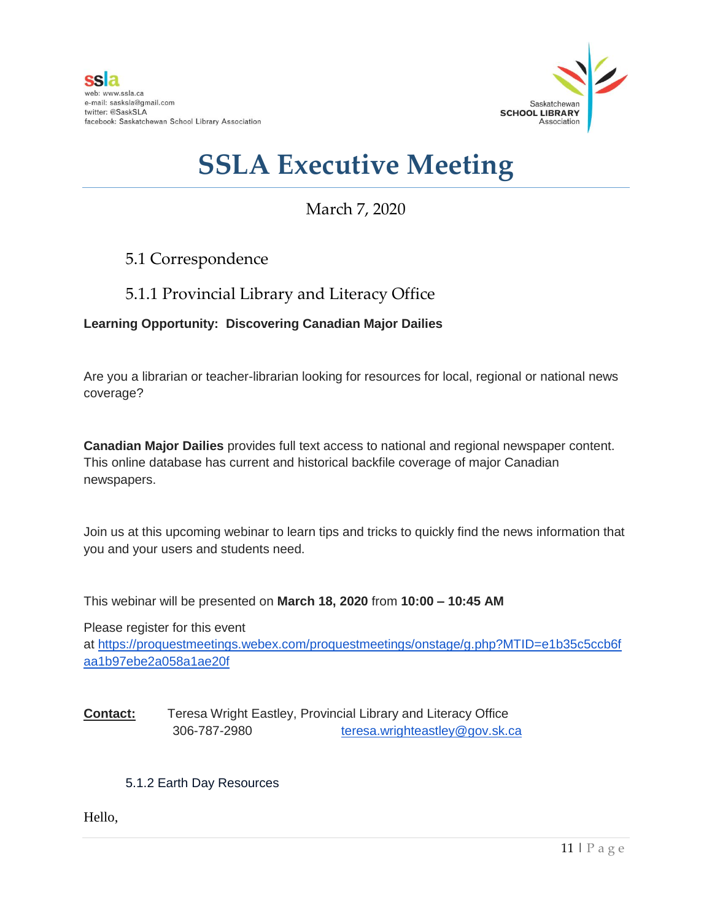ssla
web: www.ssla.ca
e-mail: sasksla@gmail.com
twitter: @SaskSLA
facebook: Saskatchewan School Library Association

Saskatchewan **SCHOOL LIBRARY** Association

# SSLA Executive Meeting

March 7, 2020

## 5.1 Correspondence

### 5.1.1 Provincial Library and Literacy Office

**Learning Opportunity: Discovering Canadian Major Dailies**

Are you a librarian or teacher-librarian looking for resources for local, regional or national news coverage?

**Canadian Major Dailies** provides full text access to national and regional newspaper content. This online database has current and historical backfile coverage of major Canadian newspapers.

Join us at this upcoming webinar to learn tips and tricks to quickly find the news information that you and your users and students need.

This webinar will be presented on **March 18, 2020** from **10:00 – 10:45 AM**

Please register for this event at https://proquestmeetings.webex.com/proquestmeetings/onstage/g.php?MTID=e1b35c5ccb6faa1b97ebe2a058a1ae20f

**Contact:** Teresa Wright Eastley, Provincial Library and Literacy Office
306-787-2980 teresa.wrighteastley@gov.sk.ca

### 5.1.2 Earth Day Resources

Hello,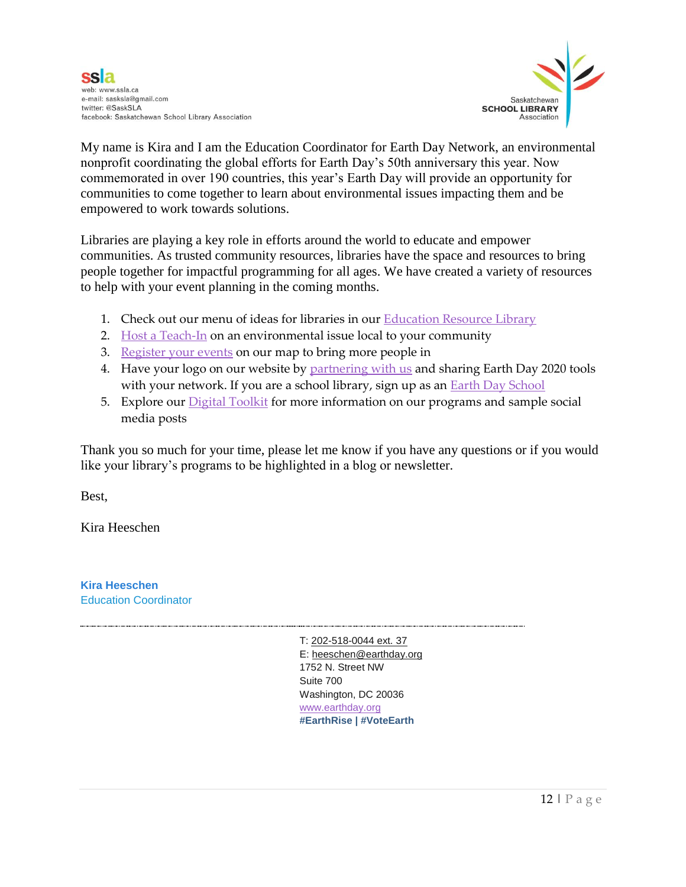My name is Kira and I am the Education Coordinator for Earth Day Network, an environmental nonprofit coordinating the global efforts for Earth Day's 50th anniversary this year. Now commemorated in over 190 countries, this year's Earth Day will provide an opportunity for communities to come together to learn about environmental issues impacting them and be empowered to work towards solutions.

Libraries are playing a key role in efforts around the world to educate and empower communities. As trusted community resources, libraries have the space and resources to bring people together for impactful programming for all ages. We have created a variety of resources to help with your event planning in the coming months.

1. Check out our menu of ideas for libraries in our Education Resource Library
2. Host a Teach-In on an environmental issue local to your community
3. Register your events on our map to bring more people in
4. Have your logo on our website by partnering with us and sharing Earth Day 2020 tools with your network. If you are a school library, sign up as an Earth Day School
5. Explore our Digital Toolkit for more information on our programs and sample social media posts

Thank you so much for your time, please let me know if you have any questions or if you would like your library's programs to be highlighted in a blog or newsletter.

Best,

Kira Heeschen

**Kira Heeschen**
Education Coordinator

---

T: 202-518-0044 ext. 37
E: heeschen@earthday.org
1752 N. Street NW
Suite 700
Washington, DC 20036
www.earthday.org
**#EarthRise | #VoteEarth**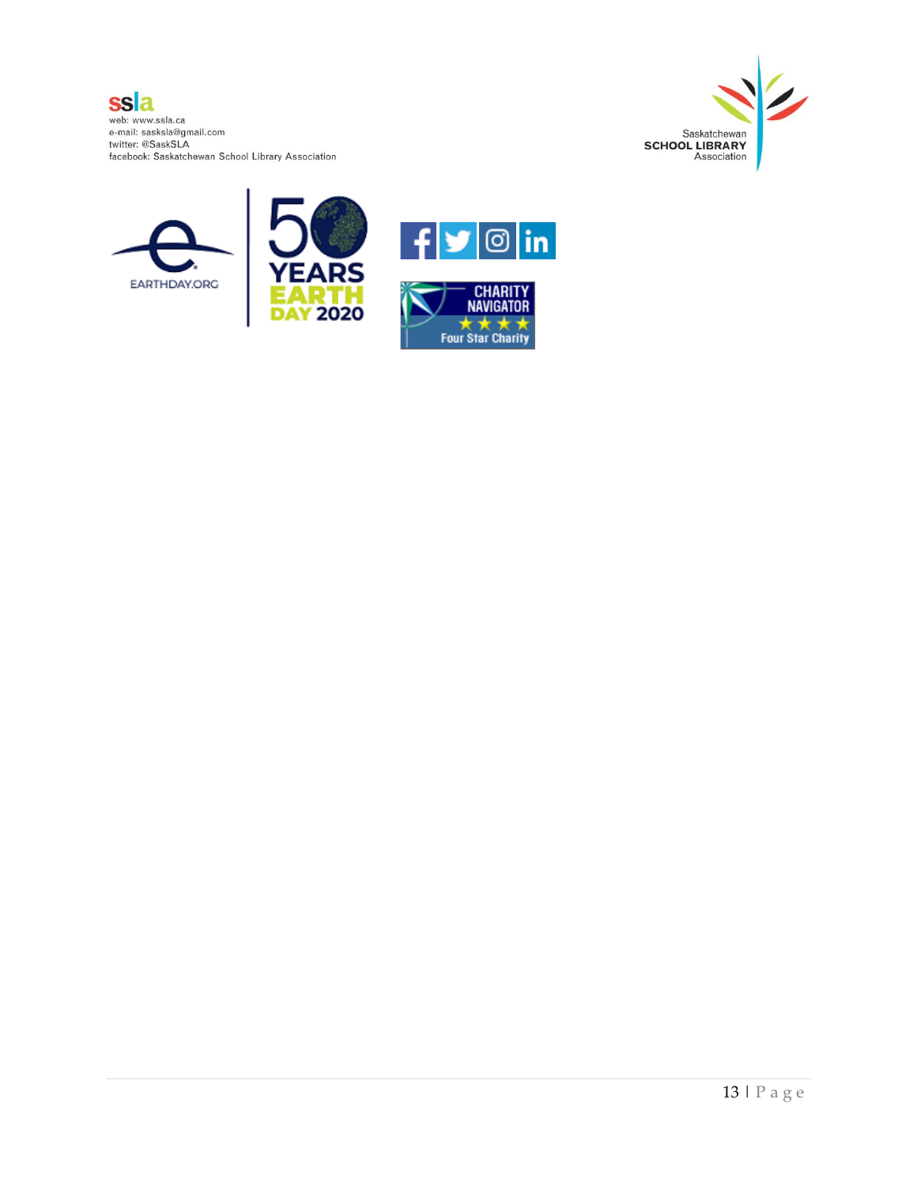ssla

web: www.ssla.ca

e-mail: sasksla@gmail.com

twitter: @SaskSLA

facebook: Saskatchewan School Library Association

Saskatchewan
**SCHOOL LIBRARY**
Association

EARTHDAY.ORG

50 YEARS EARTH DAY 2020

CHARITY NAVIGATOR

Four Star Charity